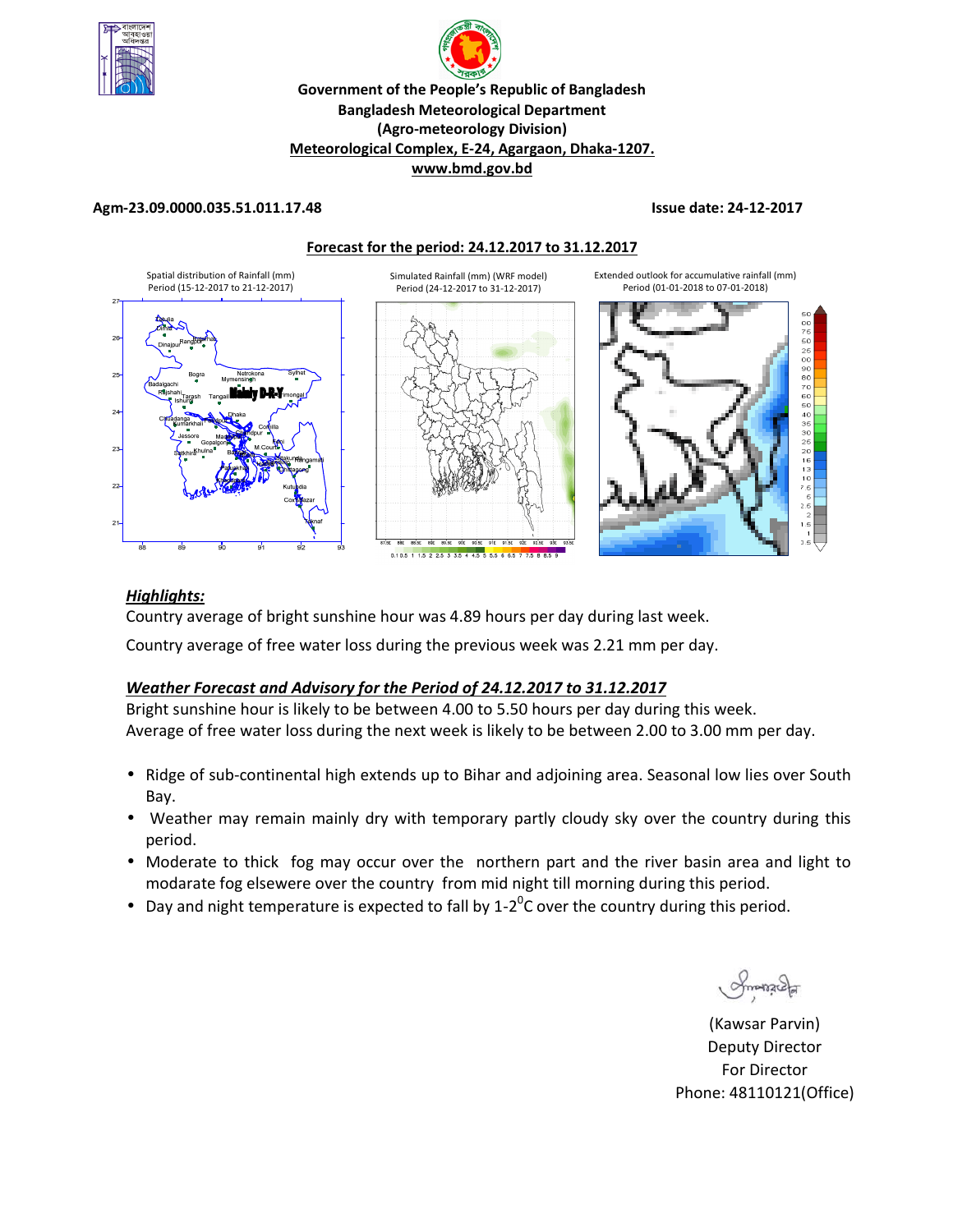**Government of the People's Republic of Bangladesh**
**Bangladesh Meteorological Department**
**(Agro-meteorology Division)**
**Meteorological Complex, E-24, Agargaon, Dhaka-1207.**
**www.bmd.gov.bd**

**Agm-23.09.0000.035.51.011.17.48** **Issue date: 24-12-2017**

**Forecast for the period: 24.12.2017 to 31.12.2017**

Spatial distribution of Rainfall (mm) Period (15-12-2017 to 21-12-2017)

Simulated Rainfall (mm) (WRF model) Period (24-12-2017 to 31-12-2017)

Extended outlook for accumulative rainfall (mm) Period (01-01-2018 to 07-01-2018)

***Highlights:***

Country average of bright sunshine hour was 4.89 hours per day during last week.

Country average of free water loss during the previous week was 2.21 mm per day.

***Weather Forecast and Advisory for the Period of 24.12.2017 to 31.12.2017***

Bright sunshine hour is likely to be between 4.00 to 5.50 hours per day during this week.
Average of free water loss during the next week is likely to be between 2.00 to 3.00 mm per day.

- Ridge of sub-continental high extends up to Bihar and adjoining area. Seasonal low lies over South Bay.
- Weather may remain mainly dry with temporary partly cloudy sky over the country during this period.
- Moderate to thick fog may occur over the northern part and the river basin area and light to modarate fog elsewere over the country from mid night till morning during this period.
- Day and night temperature is expected to fall by 1-2$^{0}$C over the country during this period.

(Kawsar Parvin)
Deputy Director
For Director
Phone: 48110121(Office)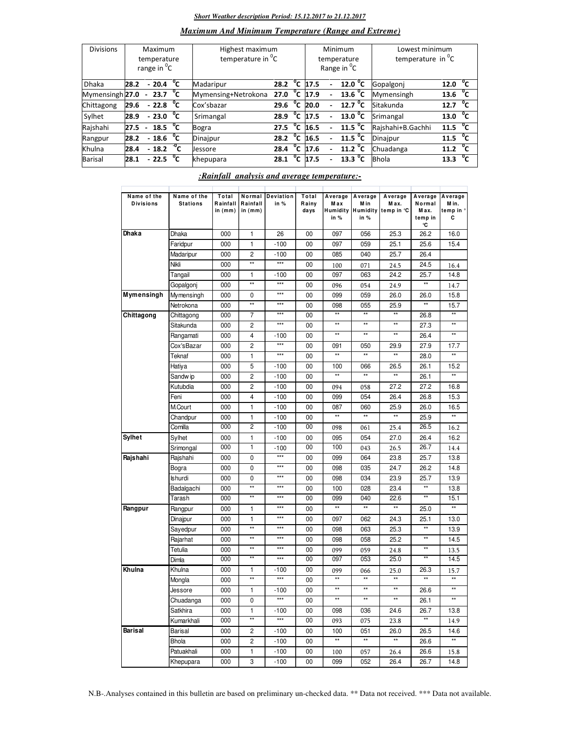***Short Weather description Period: 15.12.2017 to 21.12.2017***

***Maximum And Minimum Temperature (Range and Extreme)***

| Divisions | Maximum temperature range in $^0$C | Highest maximum temperature in $^0$C | | Minimum temperature Range in $^0$C | Lowest minimum temperature in $^0$C | |
|---|---|---|---|---|---|---|
| Dhaka | 28.2 - 20.4 $^0$C | Madaripur | 28.2 $^0$C | 17.5 - 12.0 $^0$C | Gopalgonj | 12.0 $^0$C |
| Mymensingh | 27.0 - 23.7 $^0$C | Mymensing+Netrokona | 27.0 $^0$C | 17.9 - 13.6 $^0$C | Mymensingh | 13.6 $^0$C |
| Chittagong | 29.6 - 22.8 $^0$C | Cox'sbazar | 29.6 $^0$C | 20.0 - 12.7 $^0$C | Sitakunda | 12.7 $^0$C |
| Sylhet | 28.9 - 23.0 $^0$C | Srimangal | 28.9 $^0$C | 17.5 - 13.0 $^0$C | Srimangal | 13.0 $^0$C |
| Rajshahi | 27.5 - 18.5 $^0$C | Bogra | 27.5 $^0$C | 16.5 - 11.5 $^0$C | Rajshahi+B.Gachhi | 11.5 $^0$C |
| Rangpur | 28.2 - 18.6 $^0$C | Dinajpur | 28.2 $^0$C | 16.5 - 11.5 $^0$C | Dinajpur | 11.5 $^0$C |
| Khulna | 28.4 - 18.2 $^0$C | Jessore | 28.4 $^0$C | 17.6 - 11.2 $^0$C | Chuadanga | 11.2 $^0$C |
| Barisal | 28.1 - 22.5 $^0$C | khepupara | 28.1 $^0$C | 17.5 - 13.3 $^0$C | Bhola | 13.3 $^0$C |

***:Rainfall analysis and average temperature:-***

| Name of the Divisions | Name of the Stations | Total Rainfall in (mm) | Normal Rainfall in (mm) | Deviation in % | Total Rainy days | Average Max Humidity in % | Average Min Humidity in % | Average Max. temp in °C | Average Normal Max. temp in °C | Average Min. temp in °C |
|---|---|---|---|---|---|---|---|---|---|---|
| **Dhaka** | Dhaka | 000 | 1 | 26 | 00 | 097 | 056 | 25.3 | 26.2 | 16.0 |
| | Faridpur | 000 | 1 | -100 | 00 | 097 | 059 | 25.1 | 25.6 | 15.4 |
| | Madaripur | 000 | 2 | -100 | 00 | 085 | 040 | 25.7 | 26.4 | |
| | Nikli | 000 | ** | *** | 00 | 100 | 071 | 24.5 | 24.5 | 16.4 |
| | Tangail | 000 | 1 | -100 | 00 | 097 | 063 | 24.2 | 25.7 | 14.8 |
| | Gopalgonj | 000 | ** | *** | 00 | 096 | 054 | 24.9 | ** | 14.7 |
| **Mymensingh** | Mymensingh | 000 | 0 | *** | 00 | 099 | 059 | 26.0 | 26.0 | 15.8 |
| | Netrokona | 000 | ** | *** | 00 | 098 | 055 | 25.9 | ** | 15.7 |
| **Chittagong** | Chittagong | 000 | 7 | *** | 00 | ** | ** | ** | 26.8 | ** |
| | Sitakunda | 000 | 2 | *** | 00 | ** | ** | ** | 27.3 | ** |
| | Rangamati | 000 | 4 | -100 | 00 | ** | ** | ** | 26.4 | ** |
| | Cox'sBazar | 000 | 2 | *** | 00 | 091 | 050 | 29.9 | 27.9 | 17.7 |
| | Teknaf | 000 | 1 | *** | 00 | ** | ** | ** | 28.0 | ** |
| | Hatiya | 000 | 5 | -100 | 00 | 100 | 066 | 26.5 | 26.1 | 15.2 |
| | Sandw ip | 000 | 2 | -100 | 00 | ** | ** | ** | 26.1 | ** |
| | Kutubdia | 000 | 2 | -100 | 00 | 094 | 058 | 27.2 | 27.2 | 16.8 |
| | Feni | 000 | 4 | -100 | 00 | 099 | 054 | 26.4 | 26.8 | 15.3 |
| | M.Court | 000 | 1 | -100 | 00 | 087 | 060 | 25.9 | 26.0 | 16.5 |
| | Chandpur | 000 | 1 | -100 | 00 | ** | ** | ** | 25.9 | ** |
| | Comilla | 000 | 2 | -100 | 00 | 098 | 061 | 25.4 | 26.5 | 16.2 |
| **Sylhet** | Sylhet | 000 | 1 | -100 | 00 | 095 | 054 | 27.0 | 26.4 | 16.2 |
| | Srimongal | 000 | 1 | -100 | 00 | 100 | 043 | 26.5 | 26.7 | 14.4 |
| **Rajshahi** | Rajshahi | 000 | 0 | *** | 00 | 099 | 064 | 23.8 | 25.7 | 13.8 |
| | Bogra | 000 | 0 | *** | 00 | 098 | 035 | 24.7 | 26.2 | 14.8 |
| | Ishurdi | 000 | 0 | *** | 00 | 098 | 034 | 23.9 | 25.7 | 13.9 |
| | Badalgachi | 000 | ** | *** | 00 | 100 | 028 | 23.4 | ** | 13.8 |
| | Tarash | 000 | ** | *** | 00 | 099 | 040 | 22.6 | ** | 15.1 |
| **Rangpur** | Rangpur | 000 | 1 | *** | 00 | ** | ** | ** | 25.0 | ** |
| | Dinajpur | 000 | 1 | *** | 00 | 097 | 062 | 24.3 | 25.1 | 13.0 |
| | Sayedpur | 000 | ** | *** | 00 | 098 | 063 | 25.3 | ** | 13.9 |
| | Rajarhat | 000 | ** | *** | 00 | 098 | 058 | 25.2 | ** | 14.5 |
| | Tetulia | 000 | ** | *** | 00 | 099 | 059 | 24.8 | ** | 13.5 |
| | Dimla | 000 | ** | *** | 00 | 097 | 053 | 25.0 | ** | 14.5 |
| **Khulna** | Khulna | 000 | 1 | -100 | 00 | 099 | 066 | 25.0 | 26.3 | 15.7 |
| | Mongla | 000 | ** | *** | 00 | ** | ** | ** | ** | ** |
| | Jessore | 000 | 1 | -100 | 00 | ** | ** | ** | 26.6 | ** |
| | Chuadanga | 000 | 0 | *** | 00 | ** | ** | ** | 26.1 | ** |
| | Satkhira | 000 | 1 | -100 | 00 | 098 | 036 | 24.6 | 26.7 | 13.8 |
| | Kumarkhali | 000 | ** | *** | 00 | 093 | 075 | 23.8 | ** | 14.9 |
| **Barisal** | Barisal | 000 | 2 | -100 | 00 | 100 | 051 | 26.0 | 26.5 | 14.6 |
| | Bhola | 000 | 2 | -100 | 00 | ** | ** | ** | 26.6 | ** |
| | Patuakhali | 000 | 1 | -100 | 00 | 100 | 057 | 26.4 | 26.6 | 15.8 |
| | Khepupara | 000 | 3 | -100 | 00 | 099 | 052 | 26.4 | 26.7 | 14.8 |

N.B-.Analyses contained in this bulletin are based on preliminary un-checked data. ** Data not received. *** Data not available.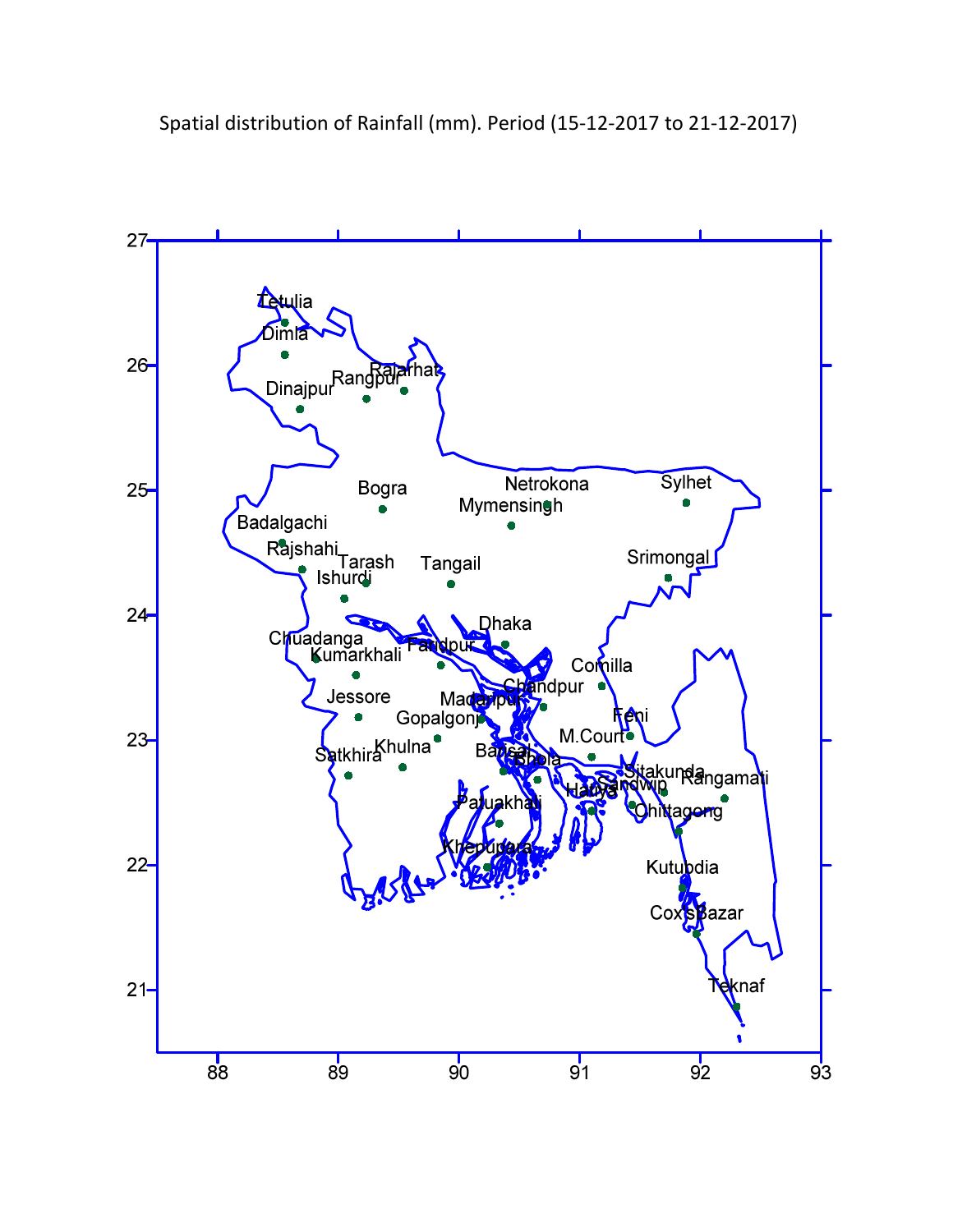Spatial distribution of Rainfall (mm). Period (15-12-2017 to 21-12-2017)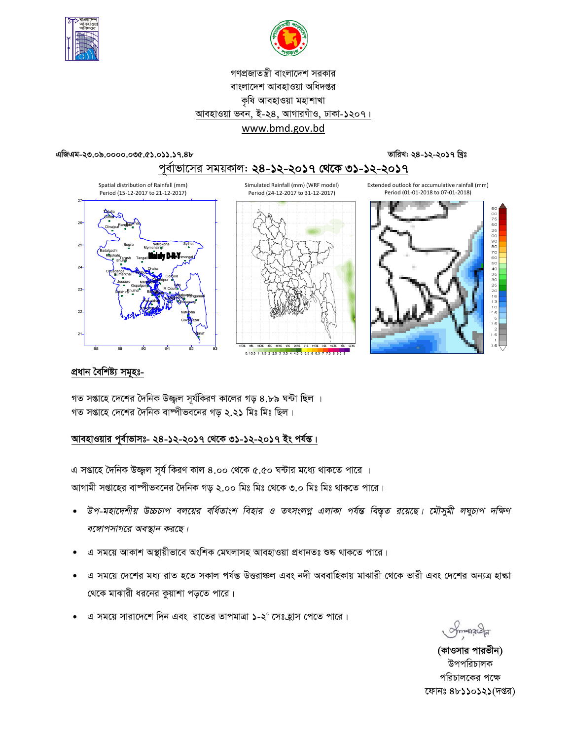গণপ্রজাতন্ত্রী বাংলাদেশ সরকার
বাংলাদেশ আবহাওয়া অধিদপ্তর
কৃষি আবহাওয়া মহাশাখা
আবহাওয়া ভবন, ই-২৪, আগারগাঁও, ঢাকা-১২০৭।
www.bmd.gov.bd

এজিএম-২৩.০৯.০০০০.০৩৫.৫১.০১১.১৭.৪৮ তারিখ: ২৪-১২-২০১৭ খ্রিঃ

## পূর্বাভাসের সময়কাল: ২৪-১২-২০১৭ থেকে ৩১-১২-২০১৭

Spatial distribution of Rainfall (mm) Period (15-12-2017 to 21-12-2017)

Simulated Rainfall (mm) (WRF model) Period (24-12-2017 to 31-12-2017)

Extended outlook for accumulative rainfall (mm) Period (01-01-2018 to 07-01-2018)

### প্রধান বৈশিষ্ট্য সমূহঃ-

গত সপ্তাহে দেশের দৈনিক উজ্জ্বল সূর্যকিরণ কালের গড় ৪.৮৯ ঘন্টা ছিল ।
গত সপ্তাহে দেশের দৈনিক বাষ্পীভবনের গড় ২.২১ মিঃ মিঃ ছিল।

### আবহাওয়ার পূর্বাভাসঃ- ২৪-১২-২০১৭ থেকে ৩১-১২-২০১৭ ইং পর্যন্ত।

এ সপ্তাহে দৈনিক উজ্জ্বল সূর্য কিরণ কাল ৪.০০ থেকে ৫.৫০ ঘন্টার মধ্যে থাকতে পারে ।
আগামী সপ্তাহের বাষ্পীভবনের দৈনিক গড় ২.০০ মিঃ মিঃ থেকে ৩.০ মিঃ মিঃ থাকতে পারে।

- *উপ-মহাদেশীয় উচ্চচাপ বলয়ের বর্ধিতাংশ বিহার ও তৎসংলগ্ন এলাকা পর্যন্ত বিস্তৃত রয়েছে। মৌসুমী লঘুচাপ দক্ষিণ বঙ্গোপসাগরে অবস্থান করছে।*
- এ সময়ে আকাশ অস্থায়ীভাবে অংশিক মেঘলাসহ আবহাওয়া প্রধানতঃ শুষ্ক থাকতে পারে।
- এ সময়ে দেশের মধ্য রাত হতে সকাল পর্যন্ত উত্তরাঞ্চল এবং নদী অববাহিকায় মাঝারী থেকে ভারী এবং দেশের অন্যত্র হাল্কা থেকে মাঝারী ধরনের কুয়াশা পড়তে পারে।
- এ সময়ে সারাদেশে দিন এবং রাতের তাপমাত্রা ১-২° সেঃহ্রাস পেতে পারে।

(কাওসার পারভীন)
উপপরিচালক
পরিচালকের পক্ষে
ফোনঃ ৪৮১১০১২১(দপ্তর)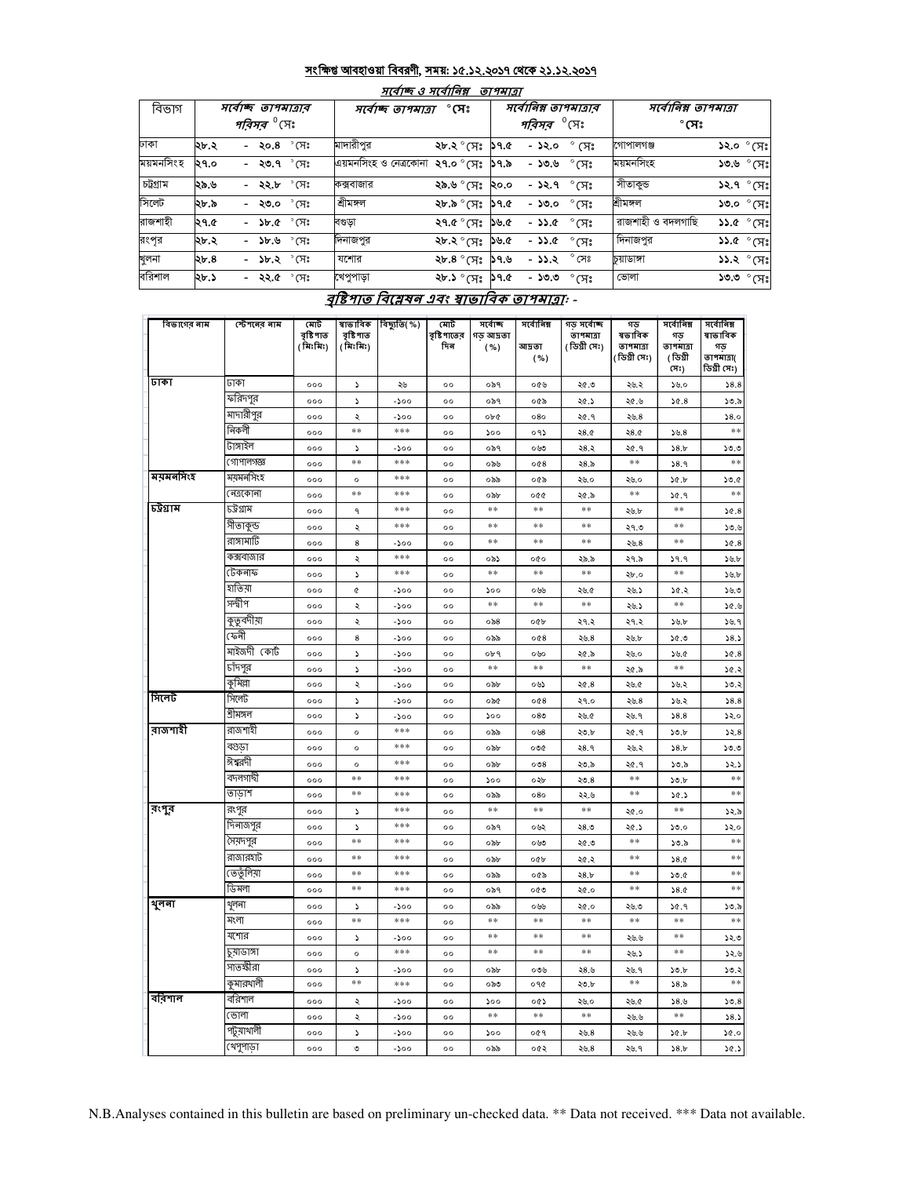## সংক্ষিপ্ত আবহাওয়া বিবরণী, সময়: ১৫.১২.২০১৭ থেকে ২১.১২.২০১৭

### সর্বোচ্চ ও সর্বোনিম্ন তাপমাত্রা

| বিভাগ | সর্বোচ্চ তাপমাত্রার পরিসর °সেঃ | সর্বোচ্চ তাপমাত্রা °সেঃ | | সর্বোনিম্ন তাপমাত্রার পরিসর °সেঃ | সর্বোনিম্ন তাপমাত্রা °সেঃ | |
|---|---|---|---|---|---|---|
| ঢাকা | ২৮.২ - ২০.৪ °সেঃ | মাদারীপুর | ২৮.২ °সেঃ | ১৭.৫ - ১২.০ °সেঃ | গোপালগঞ্জ | ১২.০ °সেঃ |
| ময়মনসিংহ | ২৭.০ - ২৩.৭ °সেঃ | ময়মনসিংহ ও নেত্রকোনা | ২৭.০ °সেঃ | ১৭.৯ - ১৩.৬ °সেঃ | ময়মনসিংহ | ১৩.৬ °সেঃ |
| চট্টগ্রাম | ২৯.৬ - ২২.৮ °সেঃ | কক্সবাজার | ২৯.৬ °সেঃ | ২০.০ - ১২.৭ °সেঃ | সীতাকুন্ড | ১২.৭ °সেঃ |
| সিলেট | ২৮.৯ - ২৩.০ °সেঃ | শ্রীমঙ্গল | ২৮.৯ °সেঃ | ১৭.৫ - ১৩.০ °সেঃ | শ্রীমঙ্গল | ১৩.০ °সেঃ |
| রাজশাহী | ২৭.৫ - ১৮.৫ °সেঃ | বগুড়া | ২৭.৫ °সেঃ | ১৬.৫ - ১১.৫ °সেঃ | রাজশাহী ও বদলগাছি | ১১.৫ °সেঃ |
| রংপুর | ২৮.২ - ১৮.৬ °সেঃ | দিনাজপুর | ২৮.২ °সেঃ | ১৬.৫ - ১১.৫ °সেঃ | দিনাজপুর | ১১.৫ °সেঃ |
| খুলনা | ২৮.৪ - ১৮.২ °সেঃ | যশোর | ২৮.৪ °সেঃ | ১৭.৬ - ১১.২ °সেঃ | চুয়াডাঙ্গা | ১১.২ °সেঃ |
| বরিশাল | ২৮.১ - ২২.৫ °সেঃ | খেপুপাড়া | ২৮.১ °সেঃ | ১৭.৫ - ১৩.৩ °সেঃ | ভোলা | ১৩.৩ °সেঃ |

### বৃষ্টিপাত বিশ্লেষন এবং স্বাভাবিক তাপমাত্রা: -

| বিভাগের নাম | স্টেশনের নাম | মোট বৃষ্টিপাত (মিঃমিঃ) | স্বাভাবিক বৃষ্টিপাত (মিঃমিঃ) | বিচ্যুতি(%) | মোট বৃষ্টিপাতের দিন | সর্বোচ্চ গড় আদ্রতা (%) | সর্বোনিম্ন আদ্রতা (%) | গড় সর্বোচ্চ তাপমাত্রা (ডিগ্রী সেঃ) | গড় স্বাভাবিক তাপমাত্রা (ডিগ্রী সেঃ) | সর্বোনিম্ন গড় তাপমাত্রা (ডিগ্রী সেঃ) | সর্বোনিম্ন স্বাভাবিক গড় তাপমাত্রা( ডিগ্রী সেঃ) |
|---|---|---|---|---|---|---|---|---|---|---|---|
| ঢাকা | ঢাকা | ০০০ | ১ | ২৬ | ০০ | ০৯৭ | ০৫৬ | ২৫.৩ | ২৬.২ | ১৬.০ | ১৪.৪ |
| | ফরিদপুর | ০০০ | ১ | -১০০ | ০০ | ০৯৭ | ০৫৯ | ২৫.১ | ২৫.৬ | ১৫.৪ | ১৩.৯ |
| | মাদারীপুর | ০০০ | ২ | -১০০ | ০০ | ০৮৫ | ০৪০ | ২৫.৭ | ২৬.৪ | | ১৪.০ |
| | নিকলী | ০০০ | ** | *** | ০০ | ১০০ | ০৭১ | ২৪.৫ | ২৪.৫ | ১৬.৪ | ** |
| | টাঙ্গাইল | ০০০ | ১ | -১০০ | ০০ | ০৯৭ | ০৬৩ | ২৪.২ | ২৫.৭ | ১৪.৮ | ১৩.৩ |
| | গোপালগঞ্জ | ০০০ | ** | *** | ০০ | ০৯৬ | ০৫৪ | ২৪.৯ | ** | ১৪.৭ | ** |
| ময়মনসিংহ | ময়মনসিংহ | ০০০ | ০ | *** | ০০ | ০৯৯ | ০৫৯ | ২৬.০ | ২৬.০ | ১৫.৮ | ১৩.৫ |
| | নেত্রকোনা | ০০০ | ** | *** | ০০ | ০৯৮ | ০৫৫ | ২৫.৯ | ** | ১৫.৭ | ** |
| চট্টগ্রাম | চট্টগ্রাম | ০০০ | ৭ | *** | ০০ | ** | ** | ** | ২৬.৮ | ** | ১৫.৪ |
| | সীতাকুন্ড | ০০০ | ২ | *** | ০০ | ** | ** | ** | ২৭.৩ | ** | ১৩.৬ |
| | রাঙ্গামাটি | ০০০ | ৪ | -১০০ | ০০ | ** | ** | ** | ২৬.৪ | ** | ১৫.৪ |
| | কক্সবাজার | ০০০ | ২ | *** | ০০ | ০৯১ | ০৫০ | ২৯.৯ | ২৭.৯ | ১৭.৭ | ১৬.৮ |
| | টেকনাফ | ০০০ | ১ | *** | ০০ | ** | ** | ** | ২৮.০ | ** | ১৬.৮ |
| | হাতিয়া | ০০০ | ৫ | -১০০ | ০০ | ১০০ | ০৬৬ | ২৬.৫ | ২৬.১ | ১৫.২ | ১৬.৩ |
| | সন্দ্বীপ | ০০০ | ২ | -১০০ | ০০ | ** | ** | ** | ২৬.১ | ** | ১৫.৬ |
| | কুতুবদীয়া | ০০০ | ২ | -১০০ | ০০ | ০৯৪ | ০৫৮ | ২৭.২ | ২৭.২ | ১৬.৮ | ১৬.৭ |
| | ফেনী | ০০০ | ৪ | -১০০ | ০০ | ০৯৯ | ০৫৪ | ২৬.৪ | ২৬.৮ | ১৫.৩ | ১৪.১ |
| | মাইজদী কোর্ট | ০০০ | ১ | -১০০ | ০০ | ০৮৭ | ০৬০ | ২৫.৯ | ২৬.০ | ১৬.৫ | ১৫.৪ |
| | চাঁদপুর | ০০০ | ১ | -১০০ | ০০ | ** | ** | ** | ২৫.৯ | ** | ১৫.২ |
| | কুমিল্লা | ০০০ | ২ | -১০০ | ০০ | ০৯৮ | ০৬১ | ২৫.৪ | ২৬.৫ | ১৬.২ | ১৩.২ |
| সিলেট | সিলেট | ০০০ | ১ | -১০০ | ০০ | ০৯৫ | ০৫৪ | ২৭.০ | ২৬.৪ | ১৬.২ | ১৪.৪ |
| | শ্রীমঙ্গল | ০০০ | ১ | -১০০ | ০০ | ১০০ | ০৪৩ | ২৬.৫ | ২৬.৭ | ১৪.৪ | ১২.০ |
| রাজশাহী | রাজশাহী | ০০০ | ০ | *** | ০০ | ০৯৯ | ০৬৪ | ২৩.৮ | ২৫.৭ | ১৩.৮ | ১২.৪ |
| | বগুড়া | ০০০ | ০ | *** | ০০ | ০৯৮ | ০৩৫ | ২৪.৭ | ২৬.২ | ১৪.৮ | ১৩.৩ |
| | ঈশ্বরদী | ০০০ | ০ | *** | ০০ | ০৯৮ | ০৩৪ | ২৩.৯ | ২৫.৭ | ১৩.৯ | ১২.১ |
| | বদলগাছী | ০০০ | ** | *** | ০০ | ১০০ | ০২৮ | ২৩.৪ | ** | ১৩.৮ | ** |
| | তাড়াশ | ০০০ | ** | *** | ০০ | ০৯৯ | ০৪০ | ২২.৬ | ** | ১৫.১ | ** |
| রংপুর | রংপুর | ০০০ | ১ | *** | ০০ | ** | ** | ** | ২৫.০ | ** | ১২.৯ |
| | দিনাজপুর | ০০০ | ১ | *** | ০০ | ০৯৭ | ০৬২ | ২৪.৩ | ২৫.১ | ১৩.০ | ১২.০ |
| | সৈয়দপুর | ০০০ | ** | *** | ০০ | ০৯৮ | ০৬৩ | ২৫.৩ | ** | ১৩.৯ | ** |
| | রাজারহাট | ০০০ | ** | *** | ০০ | ০৯৮ | ০৫৮ | ২৫.২ | ** | ১৪.৫ | ** |
| | তেতুঁলিয়া | ০০০ | ** | *** | ০০ | ০৯৯ | ০৫৯ | ২৪.৮ | ** | ১৩.৫ | ** |
| | ডিমলা | ০০০ | ** | *** | ০০ | ০৯৭ | ০৫৩ | ২৫.০ | ** | ১৪.৫ | ** |
| খুলনা | খুলনা | ০০০ | ১ | -১০০ | ০০ | ০৯৯ | ০৬৬ | ২৫.০ | ২৬.৩ | ১৫.৭ | ১৩.৯ |
| | মংলা | ০০০ | ** | *** | ০০ | ** | ** | ** | ** | ** | ** |
| | যশোর | ০০০ | ১ | -১০০ | ০০ | ** | ** | ** | ২৬.৬ | ** | ১২.৩ |
| | চুয়াডাঙ্গা | ০০০ | ০ | *** | ০০ | ** | ** | ** | ২৬.১ | ** | ১২.৬ |
| | সাতক্ষীরা | ০০০ | ১ | -১০০ | ০০ | ০৯৮ | ০৩৬ | ২৪.৬ | ২৬.৭ | ১৩.৮ | ১৩.২ |
| | কুমারখালী | ০০০ | ** | *** | ০০ | ০৯৩ | ০৭৫ | ২৩.৮ | ** | ১৪.৯ | ** |
| বরিশাল | বরিশাল | ০০০ | ২ | -১০০ | ০০ | ১০০ | ০৫১ | ২৬.০ | ২৬.৫ | ১৪.৬ | ১৩.৪ |
| | ভোলা | ০০০ | ২ | -১০০ | ০০ | ** | ** | ** | ২৬.৬ | ** | ১৪.১ |
| | পটুয়াখালী | ০০০ | ১ | -১০০ | ০০ | ১০০ | ০৫৭ | ২৬.৪ | ২৬.৬ | ১৫.৮ | ১৫.০ |
| | খেপুপাড়া | ০০০ | ৩ | -১০০ | ০০ | ০৯৯ | ০৫২ | ২৬.৪ | ২৬.৭ | ১৪.৮ | ১৫.১ |

N.B.Analyses contained in this bulletin are based on preliminary un-checked data. ** Data not received. *** Data not available.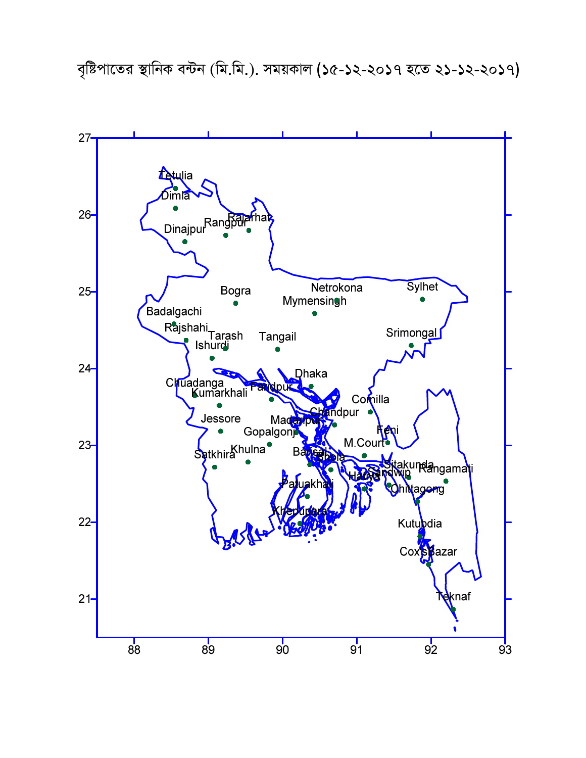বৃষ্টিপাতের স্থানিক বন্টন (মি.মি.). সময়কাল (১৫-১২-২০১৭ হতে ২১-১২-২০১৭)

27
26
25
24
23
22
21

88
89
90
91
92
93

Tetulia
Dimla
Rajarhat
Rangpur
Dinajpur
Bogra
Netrokona
Sylhet
Mymensingh
Badalgachi
Rajshahi
Tarash
Tangail
Srimongal
Ishurdi
Dhaka
Chuadanga
Faridpur
Kumarkhali
Comilla
Chandpur
Jessore
Madaripur
Gopalgonj
Feni
M.Court
Khulna
Satkhira
Barisal
Bhola
Sitakunda
Sandwip
Rangamati
Hatiya
Patuakhali
Chittagong
Khepupara
Kutubdia
Cox'sBazar
Teknaf